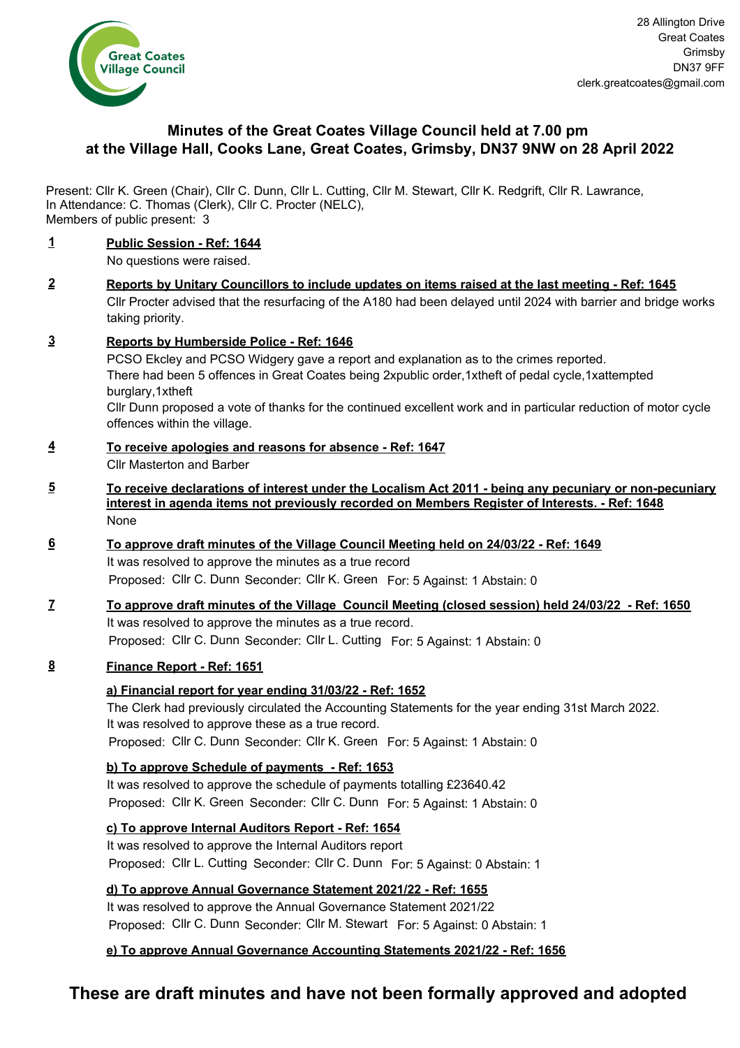Great Coates Village Council

28 Allington Drive
Great Coates
Grimsby
DN37 9FF
clerk.greatcoates@gmail.com

# Minutes of the Great Coates Village Council held at 7.00 pm at the Village Hall, Cooks Lane, Great Coates, Grimsby, DN37 9NW on 28 April 2022

Present: Cllr K. Green (Chair), Cllr C. Dunn, Cllr L. Cutting, Cllr M. Stewart, Cllr K. Redgrift, Cllr R. Lawrance,
In Attendance: C. Thomas (Clerk), Cllr C. Procter (NELC),
Members of public present: 3

**1** **Public Session - Ref: 1644**

No questions were raised.

**2** **Reports by Unitary Councillors to include updates on items raised at the last meeting - Ref: 1645**

Cllr Procter advised that the resurfacing of the A180 had been delayed until 2024 with barrier and bridge works taking priority.

**3** **Reports by Humberside Police - Ref: 1646**

PCSO Ekcley and PCSO Widgery gave a report and explanation as to the crimes reported.
There had been 5 offences in Great Coates being 2xpublic order,1xtheft of pedal cycle,1xattempted burglary,1xtheft
Cllr Dunn proposed a vote of thanks for the continued excellent work and in particular reduction of motor cycle offences within the village.

**4** **To receive apologies and reasons for absence - Ref: 1647**

Cllr Masterton and Barber

**5** **To receive declarations of interest under the Localism Act 2011 - being any pecuniary or non-pecuniary interest in agenda items not previously recorded on Members Register of Interests. - Ref: 1648**

None

**6** **To approve draft minutes of the Village Council Meeting held on 24/03/22 - Ref: 1649**

It was resolved to approve the minutes as a true record
Proposed: Cllr C. Dunn Seconder: Cllr K. Green For: 5 Against: 1 Abstain: 0

**7** **To approve draft minutes of the Village Council Meeting (closed session) held 24/03/22 - Ref: 1650**

It was resolved to approve the minutes as a true record.
Proposed: Cllr C. Dunn Seconder: Cllr L. Cutting For: 5 Against: 1 Abstain: 0

**8** **Finance Report - Ref: 1651**

**a) Financial report for year ending 31/03/22 - Ref: 1652**

The Clerk had previously circulated the Accounting Statements for the year ending 31st March 2022.
It was resolved to approve these as a true record.
Proposed: Cllr C. Dunn Seconder: Cllr K. Green For: 5 Against: 1 Abstain: 0

**b) To approve Schedule of payments - Ref: 1653**

It was resolved to approve the schedule of payments totalling £23640.42
Proposed: Cllr K. Green Seconder: Cllr C. Dunn For: 5 Against: 1 Abstain: 0

**c) To approve Internal Auditors Report - Ref: 1654**

It was resolved to approve the Internal Auditors report
Proposed: Cllr L. Cutting Seconder: Cllr C. Dunn For: 5 Against: 0 Abstain: 1

**d) To approve Annual Governance Statement 2021/22 - Ref: 1655**

It was resolved to approve the Annual Governance Statement 2021/22
Proposed: Cllr C. Dunn Seconder: Cllr M. Stewart For: 5 Against: 0 Abstain: 1

**e) To approve Annual Governance Accounting Statements 2021/22 - Ref: 1656**

**These are draft minutes and have not been formally approved and adopted**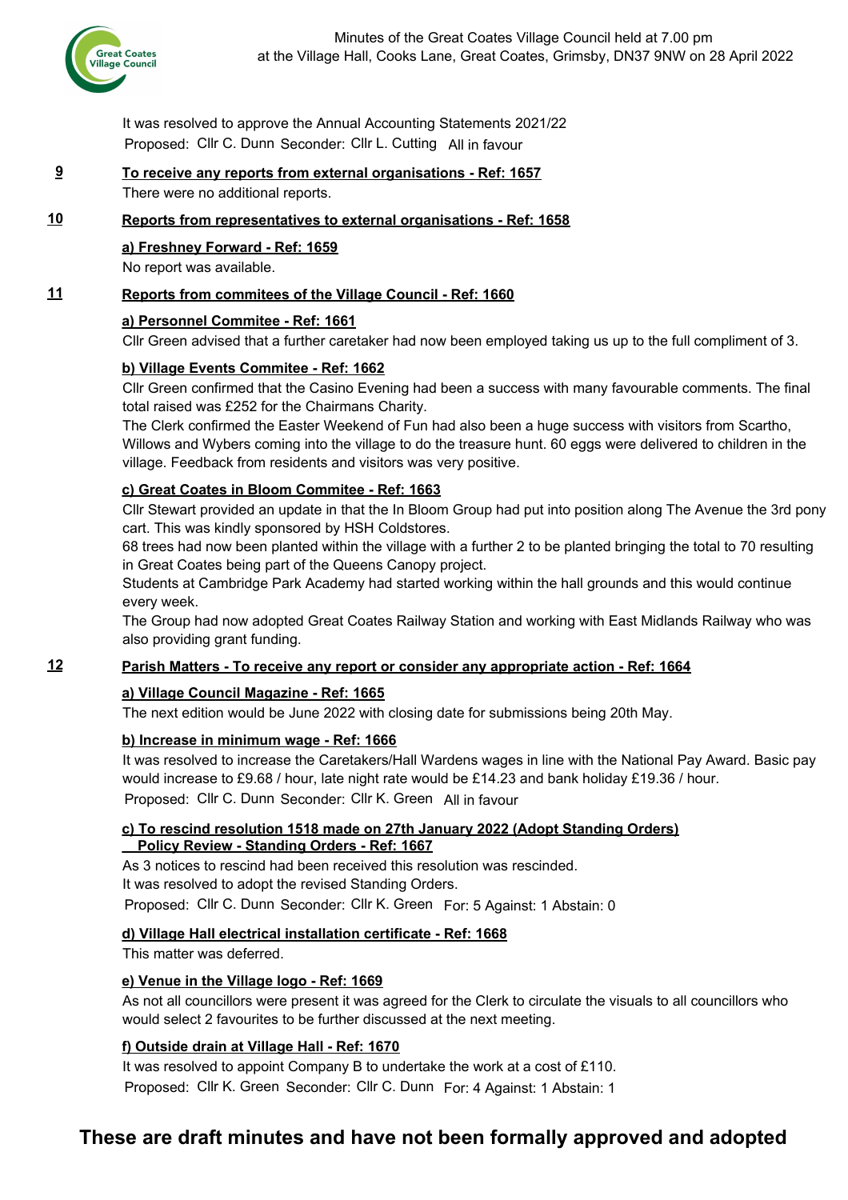It was resolved to approve the Annual Accounting Statements 2021/22

Proposed: Cllr C. Dunn Seconder: Cllr L. Cutting All in favour

## 9 To receive any reports from external organisations - Ref: 1657

There were no additional reports.

## 10 Reports from representatives to external organisations - Ref: 1658

### a) Freshney Forward - Ref: 1659

No report was available.

## 11 Reports from commitees of the Village Council - Ref: 1660

### a) Personnel Commitee - Ref: 1661

Cllr Green advised that a further caretaker had now been employed taking us up to the full compliment of 3.

### b) Village Events Commitee - Ref: 1662

Cllr Green confirmed that the Casino Evening had been a success with many favourable comments. The final total raised was £252 for the Chairmans Charity.

The Clerk confirmed the Easter Weekend of Fun had also been a huge success with visitors from Scartho, Willows and Wybers coming into the village to do the treasure hunt. 60 eggs were delivered to children in the village. Feedback from residents and visitors was very positive.

### c) Great Coates in Bloom Commitee - Ref: 1663

Cllr Stewart provided an update in that the In Bloom Group had put into position along The Avenue the 3rd pony cart. This was kindly sponsored by HSH Coldstores.

68 trees had now been planted within the village with a further 2 to be planted bringing the total to 70 resulting in Great Coates being part of the Queens Canopy project.

Students at Cambridge Park Academy had started working within the hall grounds and this would continue every week.

The Group had now adopted Great Coates Railway Station and working with East Midlands Railway who was also providing grant funding.

## 12 Parish Matters - To receive any report or consider any appropriate action - Ref: 1664

### a) Village Council Magazine - Ref: 1665

The next edition would be June 2022 with closing date for submissions being 20th May.

### b) Increase in minimum wage - Ref: 1666

It was resolved to increase the Caretakers/Hall Wardens wages in line with the National Pay Award. Basic pay would increase to £9.68 / hour, late night rate would be £14.23 and bank holiday £19.36 / hour.

Proposed: Cllr C. Dunn Seconder: Cllr K. Green All in favour

### c) To rescind resolution 1518 made on 27th January 2022 (Adopt Standing Orders) Policy Review - Standing Orders - Ref: 1667

As 3 notices to rescind had been received this resolution was rescinded.

It was resolved to adopt the revised Standing Orders.

Proposed: Cllr C. Dunn Seconder: Cllr K. Green For: 5 Against: 1 Abstain: 0

### d) Village Hall electrical installation certificate - Ref: 1668

This matter was deferred.

### e) Venue in the Village logo - Ref: 1669

As not all councillors were present it was agreed for the Clerk to circulate the visuals to all councillors who would select 2 favourites to be further discussed at the next meeting.

### f) Outside drain at Village Hall - Ref: 1670

It was resolved to appoint Company B to undertake the work at a cost of £110.

Proposed: Cllr K. Green Seconder: Cllr C. Dunn For: 4 Against: 1 Abstain: 1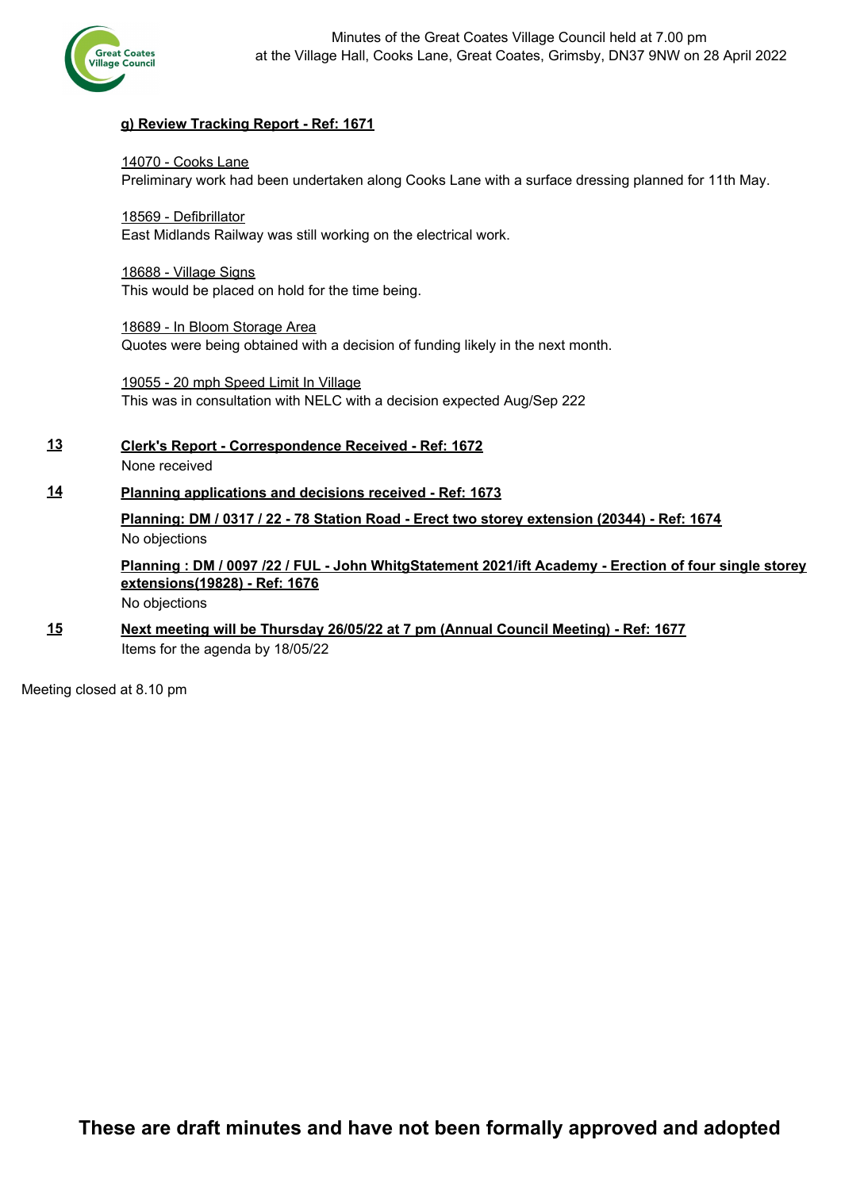**g) Review Tracking Report - Ref: 1671**

14070 - Cooks Lane
Preliminary work had been undertaken along Cooks Lane with a surface dressing planned for 11th May.

18569 - Defibrillator
East Midlands Railway was still working on the electrical work.

18688 - Village Signs
This would be placed on hold for the time being.

18689 - In Bloom Storage Area
Quotes were being obtained with a decision of funding likely in the next month.

19055 - 20 mph Speed Limit In Village
This was in consultation with NELC with a decision expected Aug/Sep 222

**13 Clerk's Report - Correspondence Received - Ref: 1672**

None received

**14 Planning applications and decisions received - Ref: 1673**

**Planning: DM / 0317 / 22 - 78 Station Road - Erect two storey extension (20344) - Ref: 1674**

No objections

**Planning : DM / 0097 /22 / FUL - John WhitgStatement 2021/ift Academy - Erection of four single storey extensions(19828) - Ref: 1676**

No objections

**15 Next meeting will be Thursday 26/05/22 at 7 pm (Annual Council Meeting) - Ref: 1677**

Items for the agenda by 18/05/22

Meeting closed at 8.10 pm

**These are draft minutes and have not been formally approved and adopted**